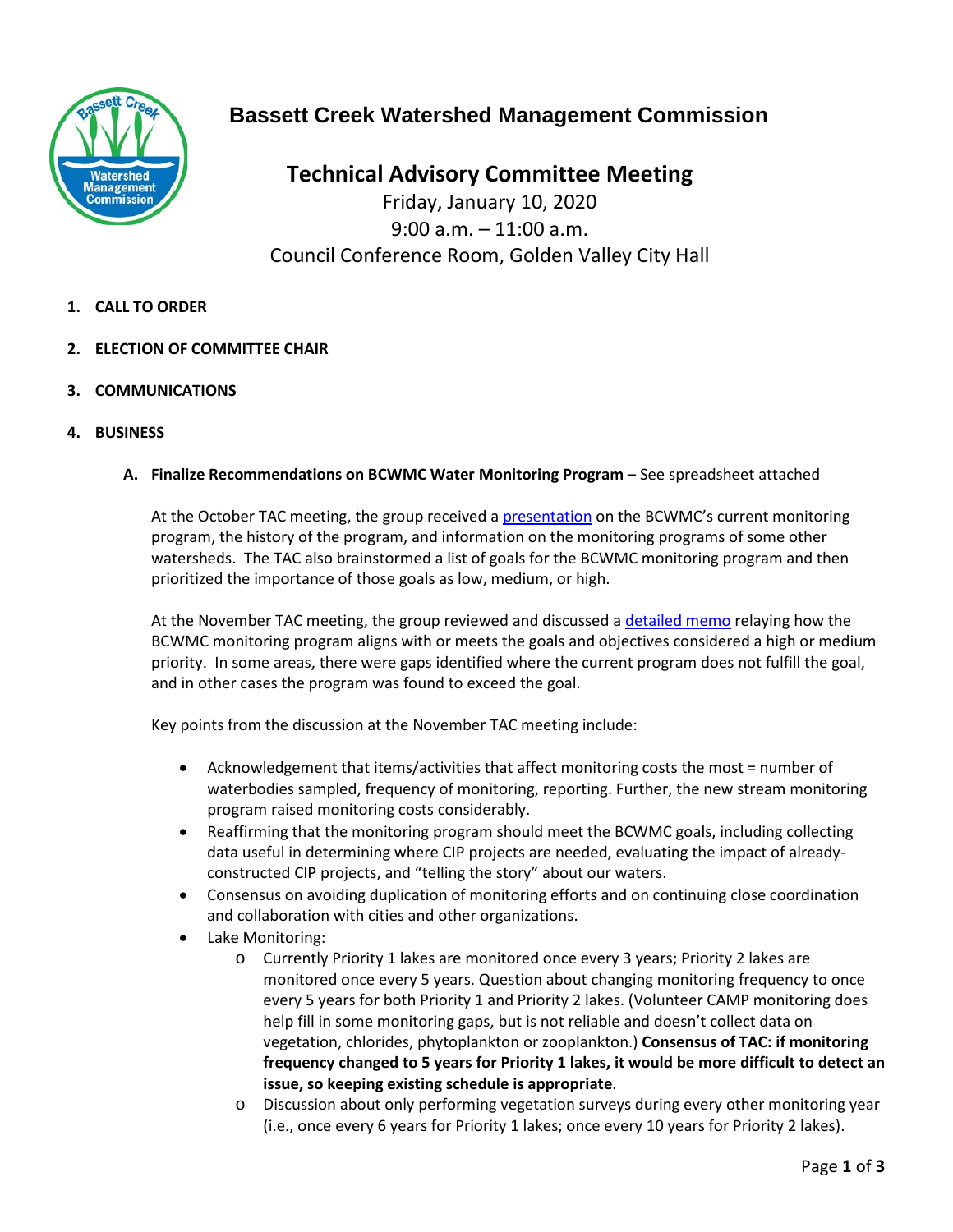# Bassett Creek Watershed Management Commission

## Technical Advisory Committee Meeting

Friday, January 10, 2020
9:00 a.m. – 11:00 a.m.
Council Conference Room, Golden Valley City Hall

1. **CALL TO ORDER**

2. **ELECTION OF COMMITTEE CHAIR**

3. **COMMUNICATIONS**

4. **BUSINESS**

   A. **Finalize Recommendations on BCWMC Water Monitoring Program** – See spreadsheet attached

   At the October TAC meeting, the group received a presentation on the BCWMC's current monitoring program, the history of the program, and information on the monitoring programs of some other watersheds. The TAC also brainstormed a list of goals for the BCWMC monitoring program and then prioritized the importance of those goals as low, medium, or high.

   At the November TAC meeting, the group reviewed and discussed a detailed memo relaying how the BCWMC monitoring program aligns with or meets the goals and objectives considered a high or medium priority. In some areas, there were gaps identified where the current program does not fulfill the goal, and in other cases the program was found to exceed the goal.

   Key points from the discussion at the November TAC meeting include:

   - Acknowledgement that items/activities that affect monitoring costs the most = number of waterbodies sampled, frequency of monitoring, reporting. Further, the new stream monitoring program raised monitoring costs considerably.
   - Reaffirming that the monitoring program should meet the BCWMC goals, including collecting data useful in determining where CIP projects are needed, evaluating the impact of already-constructed CIP projects, and "telling the story" about our waters.
   - Consensus on avoiding duplication of monitoring efforts and on continuing close coordination and collaboration with cities and other organizations.
   - Lake Monitoring:
     - Currently Priority 1 lakes are monitored once every 3 years; Priority 2 lakes are monitored once every 5 years. Question about changing monitoring frequency to once every 5 years for both Priority 1 and Priority 2 lakes. (Volunteer CAMP monitoring does help fill in some monitoring gaps, but is not reliable and doesn't collect data on vegetation, chlorides, phytoplankton or zooplankton.) **Consensus of TAC: if monitoring frequency changed to 5 years for Priority 1 lakes, it would be more difficult to detect an issue, so keeping existing schedule is appropriate**.
     - Discussion about only performing vegetation surveys during every other monitoring year (i.e., once every 6 years for Priority 1 lakes; once every 10 years for Priority 2 lakes).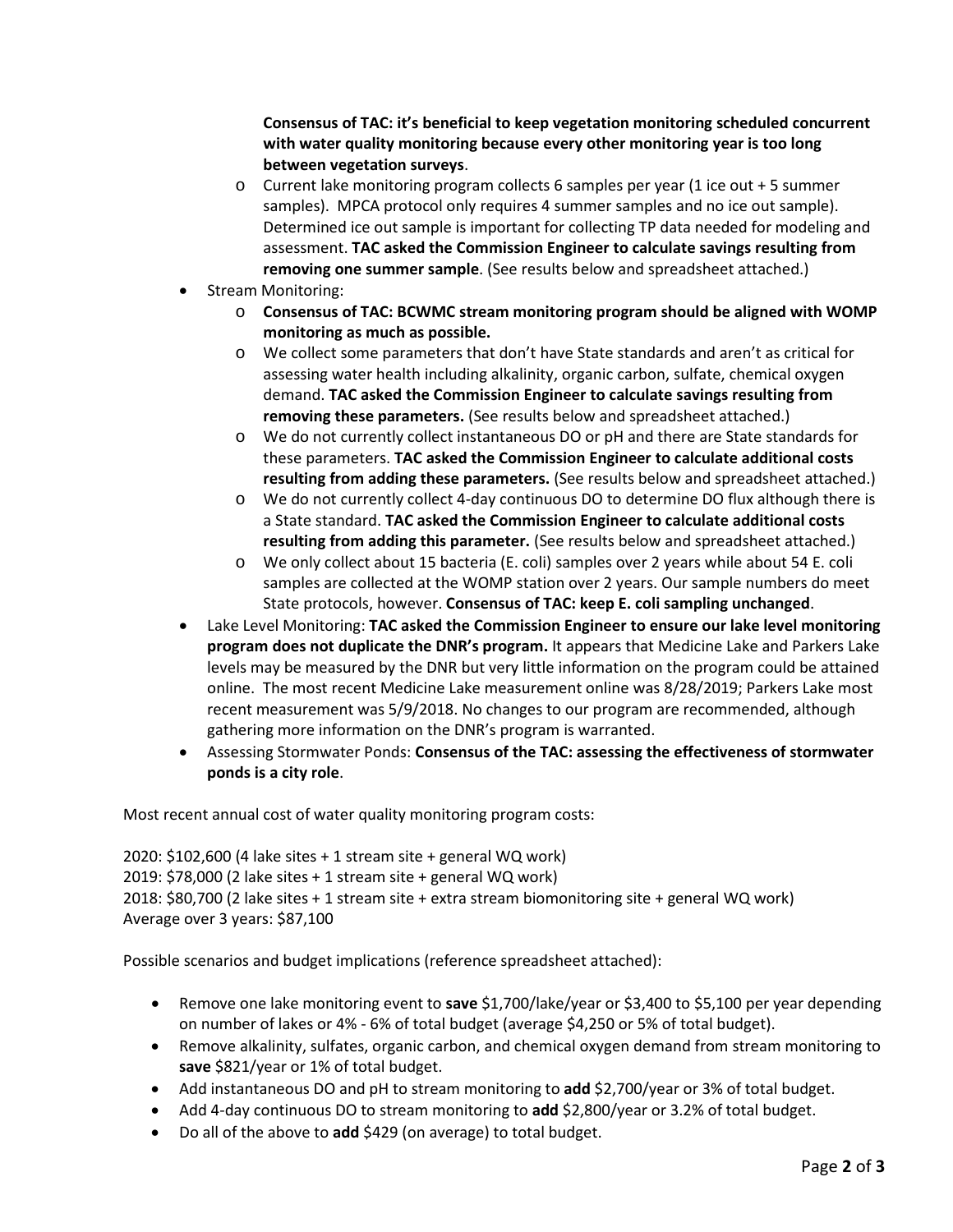**Consensus of TAC: it's beneficial to keep vegetation monitoring scheduled concurrent with water quality monitoring because every other monitoring year is too long between vegetation surveys**.

  - Current lake monitoring program collects 6 samples per year (1 ice out + 5 summer samples). MPCA protocol only requires 4 summer samples and no ice out sample). Determined ice out sample is important for collecting TP data needed for modeling and assessment. **TAC asked the Commission Engineer to calculate savings resulting from removing one summer sample**. (See results below and spreadsheet attached.)
- Stream Monitoring:
  - **Consensus of TAC: BCWMC stream monitoring program should be aligned with WOMP monitoring as much as possible.**
  - We collect some parameters that don't have State standards and aren't as critical for assessing water health including alkalinity, organic carbon, sulfate, chemical oxygen demand. **TAC asked the Commission Engineer to calculate savings resulting from removing these parameters.** (See results below and spreadsheet attached.)
  - We do not currently collect instantaneous DO or pH and there are State standards for these parameters. **TAC asked the Commission Engineer to calculate additional costs resulting from adding these parameters.** (See results below and spreadsheet attached.)
  - We do not currently collect 4-day continuous DO to determine DO flux although there is a State standard. **TAC asked the Commission Engineer to calculate additional costs resulting from adding this parameter.** (See results below and spreadsheet attached.)
  - We only collect about 15 bacteria (E. coli) samples over 2 years while about 54 E. coli samples are collected at the WOMP station over 2 years. Our sample numbers do meet State protocols, however. **Consensus of TAC: keep E. coli sampling unchanged**.
- Lake Level Monitoring: **TAC asked the Commission Engineer to ensure our lake level monitoring program does not duplicate the DNR's program.** It appears that Medicine Lake and Parkers Lake levels may be measured by the DNR but very little information on the program could be attained online. The most recent Medicine Lake measurement online was 8/28/2019; Parkers Lake most recent measurement was 5/9/2018. No changes to our program are recommended, although gathering more information on the DNR's program is warranted.
- Assessing Stormwater Ponds: **Consensus of the TAC: assessing the effectiveness of stormwater ponds is a city role**.

Most recent annual cost of water quality monitoring program costs:

2020: $102,600 (4 lake sites + 1 stream site + general WQ work)
2019: $78,000 (2 lake sites + 1 stream site + general WQ work)
2018: $80,700 (2 lake sites + 1 stream site + extra stream biomonitoring site + general WQ work)
Average over 3 years: $87,100

Possible scenarios and budget implications (reference spreadsheet attached):

- Remove one lake monitoring event to **save** $1,700/lake/year or $3,400 to $5,100 per year depending on number of lakes or 4% - 6% of total budget (average $4,250 or 5% of total budget).
- Remove alkalinity, sulfates, organic carbon, and chemical oxygen demand from stream monitoring to **save** $821/year or 1% of total budget.
- Add instantaneous DO and pH to stream monitoring to **add** $2,700/year or 3% of total budget.
- Add 4-day continuous DO to stream monitoring to **add** $2,800/year or 3.2% of total budget.
- Do all of the above to **add** $429 (on average) to total budget.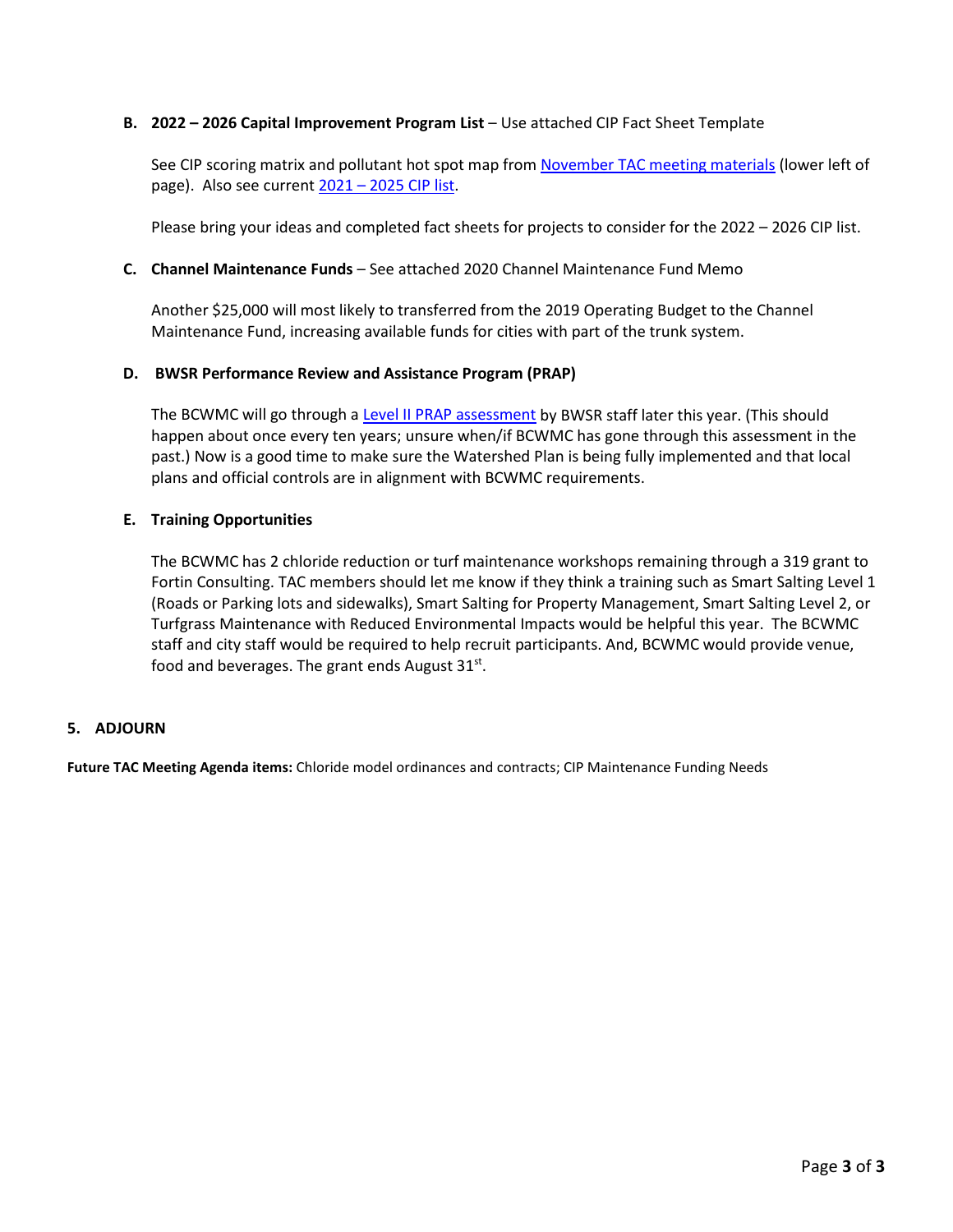**B. 2022 – 2026 Capital Improvement Program List** – Use attached CIP Fact Sheet Template

See CIP scoring matrix and pollutant hot spot map from November TAC meeting materials (lower left of page). Also see current 2021 – 2025 CIP list.

Please bring your ideas and completed fact sheets for projects to consider for the 2022 – 2026 CIP list.

**C. Channel Maintenance Funds** – See attached 2020 Channel Maintenance Fund Memo

Another $25,000 will most likely to transferred from the 2019 Operating Budget to the Channel Maintenance Fund, increasing available funds for cities with part of the trunk system.

**D. BWSR Performance Review and Assistance Program (PRAP)**

The BCWMC will go through a Level II PRAP assessment by BWSR staff later this year. (This should happen about once every ten years; unsure when/if BCWMC has gone through this assessment in the past.) Now is a good time to make sure the Watershed Plan is being fully implemented and that local plans and official controls are in alignment with BCWMC requirements.

**E. Training Opportunities**

The BCWMC has 2 chloride reduction or turf maintenance workshops remaining through a 319 grant to Fortin Consulting. TAC members should let me know if they think a training such as Smart Salting Level 1 (Roads or Parking lots and sidewalks), Smart Salting for Property Management, Smart Salting Level 2, or Turfgrass Maintenance with Reduced Environmental Impacts would be helpful this year. The BCWMC staff and city staff would be required to help recruit participants. And, BCWMC would provide venue, food and beverages. The grant ends August 31st.

**5. ADJOURN**

**Future TAC Meeting Agenda items:** Chloride model ordinances and contracts; CIP Maintenance Funding Needs